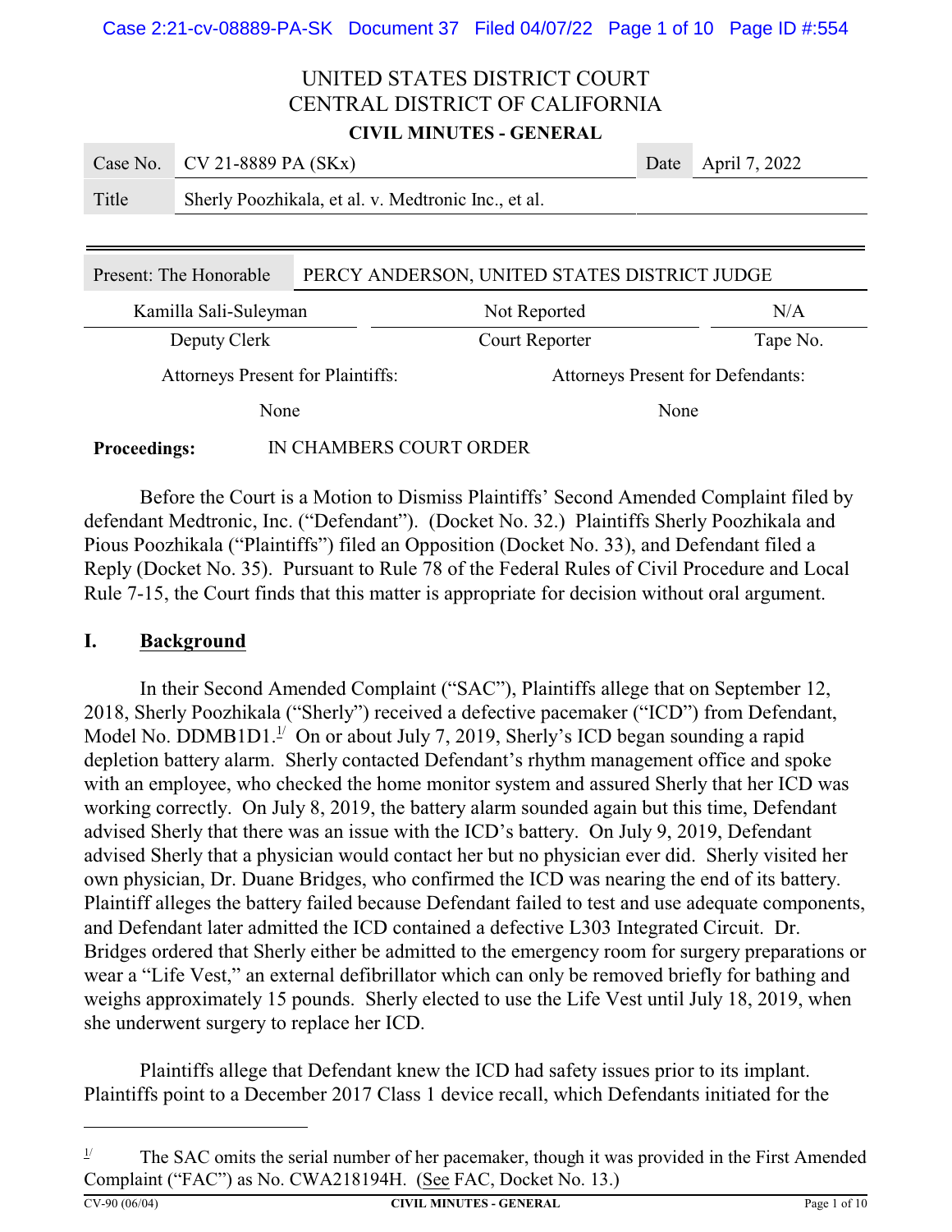# UNITED STATES DISTRICT COURT
# CENTRAL DISTRICT OF CALIFORNIA

**CIVIL MINUTES - GENERAL**

| Case No. | CV 21-8889 PA (SKx) | Date | April 7, 2022 |
|---|---|---|---|
| Title | Sherly Poozhikala, et al. v. Medtronic Inc., et al. | | |

| Present: The Honorable | PERCY ANDERSON, UNITED STATES DISTRICT JUDGE | |
|---|---|---|
| Kamilla Sali-Suleyman | Not Reported | N/A |
| Deputy Clerk | Court Reporter | Tape No. |

| Attorneys Present for Plaintiffs: | Attorneys Present for Defendants: |
|---|---|
| None | None |

**Proceedings:** IN CHAMBERS COURT ORDER

Before the Court is a Motion to Dismiss Plaintiffs' Second Amended Complaint filed by defendant Medtronic, Inc. ("Defendant"). (Docket No. 32.) Plaintiffs Sherly Poozhikala and Pious Poozhikala ("Plaintiffs") filed an Opposition (Docket No. 33), and Defendant filed a Reply (Docket No. 35). Pursuant to Rule 78 of the Federal Rules of Civil Procedure and Local Rule 7-15, the Court finds that this matter is appropriate for decision without oral argument.

## I. Background

In their Second Amended Complaint ("SAC"), Plaintiffs allege that on September 12, 2018, Sherly Poozhikala ("Sherly") received a defective pacemaker ("ICD") from Defendant, Model No. DDMB1D1.[1/] On or about July 7, 2019, Sherly's ICD began sounding a rapid depletion battery alarm. Sherly contacted Defendant's rhythm management office and spoke with an employee, who checked the home monitor system and assured Sherly that her ICD was working correctly. On July 8, 2019, the battery alarm sounded again but this time, Defendant advised Sherly that there was an issue with the ICD's battery. On July 9, 2019, Defendant advised Sherly that a physician would contact her but no physician ever did. Sherly visited her own physician, Dr. Duane Bridges, who confirmed the ICD was nearing the end of its battery. Plaintiff alleges the battery failed because Defendant failed to test and use adequate components, and Defendant later admitted the ICD contained a defective L303 Integrated Circuit. Dr. Bridges ordered that Sherly either be admitted to the emergency room for surgery preparations or wear a "Life Vest," an external defibrillator which can only be removed briefly for bathing and weighs approximately 15 pounds. Sherly elected to use the Life Vest until July 18, 2019, when she underwent surgery to replace her ICD.

Plaintiffs allege that Defendant knew the ICD had safety issues prior to its implant. Plaintiffs point to a December 2017 Class 1 device recall, which Defendants initiated for the

---

[1/] The SAC omits the serial number of her pacemaker, though it was provided in the First Amended Complaint ("FAC") as No. CWA218194H. (See FAC, Docket No. 13.)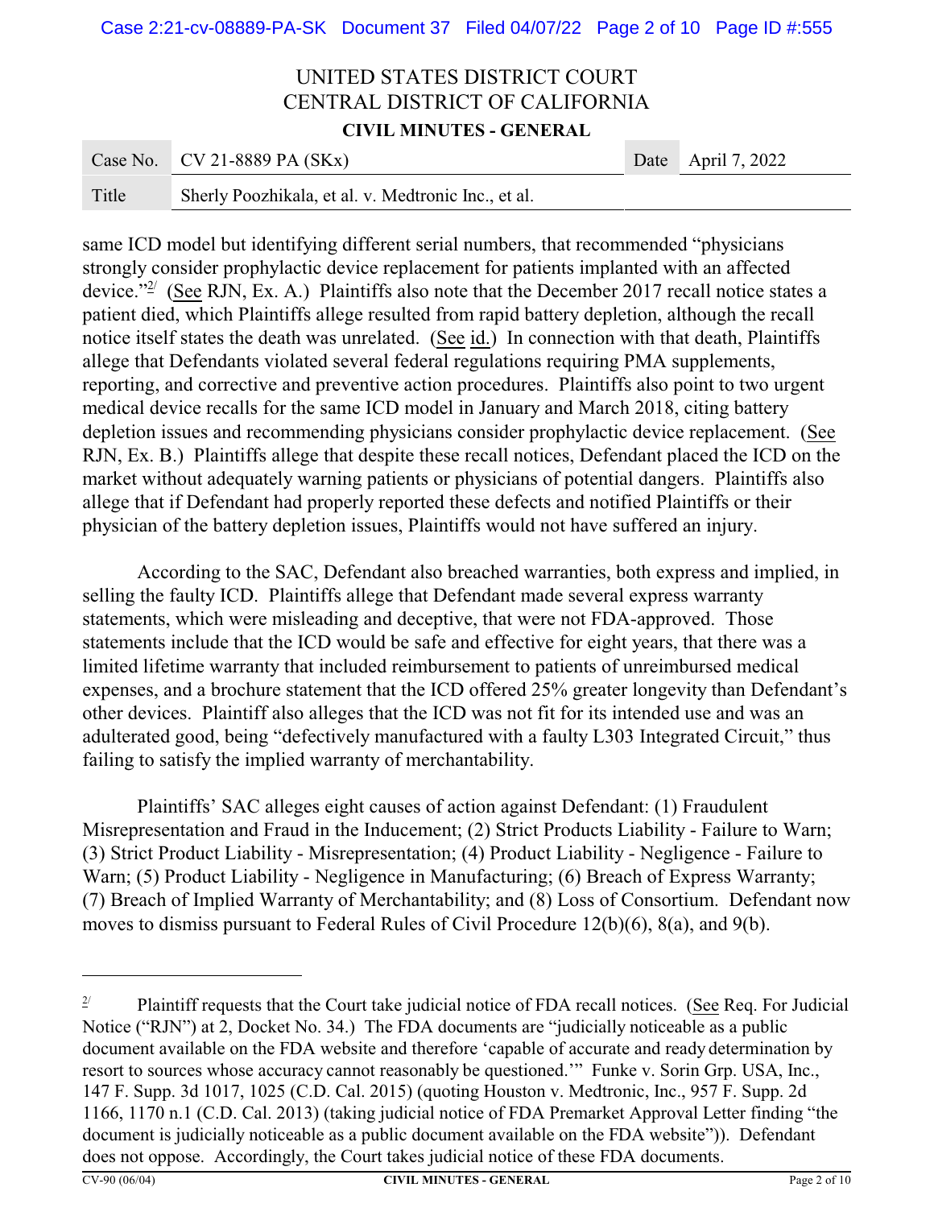same ICD model but identifying different serial numbers, that recommended "physicians strongly consider prophylactic device replacement for patients implanted with an affected device."[2] (See RJN, Ex. A.) Plaintiffs also note that the December 2017 recall notice states a patient died, which Plaintiffs allege resulted from rapid battery depletion, although the recall notice itself states the death was unrelated. (See id.) In connection with that death, Plaintiffs allege that Defendants violated several federal regulations requiring PMA supplements, reporting, and corrective and preventive action procedures. Plaintiffs also point to two urgent medical device recalls for the same ICD model in January and March 2018, citing battery depletion issues and recommending physicians consider prophylactic device replacement. (See RJN, Ex. B.) Plaintiffs allege that despite these recall notices, Defendant placed the ICD on the market without adequately warning patients or physicians of potential dangers. Plaintiffs also allege that if Defendant had properly reported these defects and notified Plaintiffs or their physician of the battery depletion issues, Plaintiffs would not have suffered an injury.

According to the SAC, Defendant also breached warranties, both express and implied, in selling the faulty ICD. Plaintiffs allege that Defendant made several express warranty statements, which were misleading and deceptive, that were not FDA-approved. Those statements include that the ICD would be safe and effective for eight years, that there was a limited lifetime warranty that included reimbursement to patients of unreimbursed medical expenses, and a brochure statement that the ICD offered 25% greater longevity than Defendant's other devices. Plaintiff also alleges that the ICD was not fit for its intended use and was an adulterated good, being "defectively manufactured with a faulty L303 Integrated Circuit," thus failing to satisfy the implied warranty of merchantability.

Plaintiffs' SAC alleges eight causes of action against Defendant: (1) Fraudulent Misrepresentation and Fraud in the Inducement; (2) Strict Products Liability - Failure to Warn; (3) Strict Product Liability - Misrepresentation; (4) Product Liability - Negligence - Failure to Warn; (5) Product Liability - Negligence in Manufacturing; (6) Breach of Express Warranty; (7) Breach of Implied Warranty of Merchantability; and (8) Loss of Consortium. Defendant now moves to dismiss pursuant to Federal Rules of Civil Procedure 12(b)(6), 8(a), and 9(b).

---

[2] Plaintiff requests that the Court take judicial notice of FDA recall notices. (See Req. For Judicial Notice ("RJN") at 2, Docket No. 34.) The FDA documents are "judicially noticeable as a public document available on the FDA website and therefore 'capable of accurate and ready determination by resort to sources whose accuracy cannot reasonably be questioned.'" Funke v. Sorin Grp. USA, Inc., 147 F. Supp. 3d 1017, 1025 (C.D. Cal. 2015) (quoting Houston v. Medtronic, Inc., 957 F. Supp. 2d 1166, 1170 n.1 (C.D. Cal. 2013) (taking judicial notice of FDA Premarket Approval Letter finding "the document is judicially noticeable as a public document available on the FDA website")). Defendant does not oppose. Accordingly, the Court takes judicial notice of these FDA documents.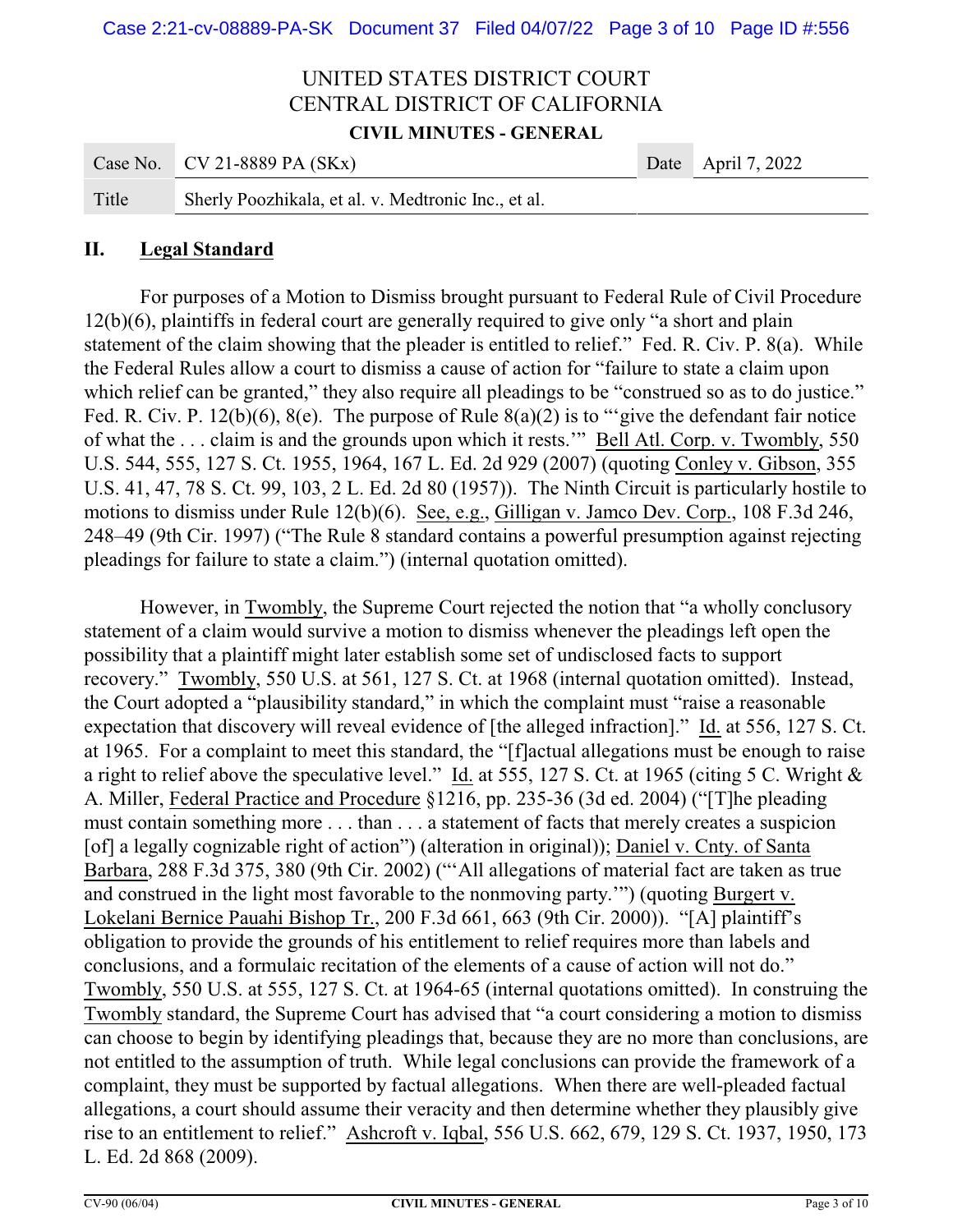UNITED STATES DISTRICT COURT
CENTRAL DISTRICT OF CALIFORNIA

**CIVIL MINUTES - GENERAL**

| Case No. | CV 21-8889 PA (SKx) | Date | April 7, 2022 |
|---|---|---|---|
| Title | Sherly Poozhikala, et al. v. Medtronic Inc., et al. | | |

## II. Legal Standard

For purposes of a Motion to Dismiss brought pursuant to Federal Rule of Civil Procedure 12(b)(6), plaintiffs in federal court are generally required to give only "a short and plain statement of the claim showing that the pleader is entitled to relief." Fed. R. Civ. P. 8(a). While the Federal Rules allow a court to dismiss a cause of action for "failure to state a claim upon which relief can be granted," they also require all pleadings to be "construed so as to do justice." Fed. R. Civ. P. 12(b)(6), 8(e). The purpose of Rule 8(a)(2) is to "'give the defendant fair notice of what the . . . claim is and the grounds upon which it rests.'" Bell Atl. Corp. v. Twombly, 550 U.S. 544, 555, 127 S. Ct. 1955, 1964, 167 L. Ed. 2d 929 (2007) (quoting Conley v. Gibson, 355 U.S. 41, 47, 78 S. Ct. 99, 103, 2 L. Ed. 2d 80 (1957)). The Ninth Circuit is particularly hostile to motions to dismiss under Rule 12(b)(6). See, e.g., Gilligan v. Jamco Dev. Corp., 108 F.3d 246, 248–49 (9th Cir. 1997) ("The Rule 8 standard contains a powerful presumption against rejecting pleadings for failure to state a claim.") (internal quotation omitted).

However, in Twombly, the Supreme Court rejected the notion that "a wholly conclusory statement of a claim would survive a motion to dismiss whenever the pleadings left open the possibility that a plaintiff might later establish some set of undisclosed facts to support recovery." Twombly, 550 U.S. at 561, 127 S. Ct. at 1968 (internal quotation omitted). Instead, the Court adopted a "plausibility standard," in which the complaint must "raise a reasonable expectation that discovery will reveal evidence of [the alleged infraction]." Id. at 556, 127 S. Ct. at 1965. For a complaint to meet this standard, the "[f]actual allegations must be enough to raise a right to relief above the speculative level." Id. at 555, 127 S. Ct. at 1965 (citing 5 C. Wright & A. Miller, Federal Practice and Procedure §1216, pp. 235-36 (3d ed. 2004) ("[T]he pleading must contain something more . . . than . . . a statement of facts that merely creates a suspicion [of] a legally cognizable right of action") (alteration in original)); Daniel v. Cnty. of Santa Barbara, 288 F.3d 375, 380 (9th Cir. 2002) ("'All allegations of material fact are taken as true and construed in the light most favorable to the nonmoving party.'") (quoting Burgert v. Lokelani Bernice Pauahi Bishop Tr., 200 F.3d 661, 663 (9th Cir. 2000)). "[A] plaintiff's obligation to provide the grounds of his entitlement to relief requires more than labels and conclusions, and a formulaic recitation of the elements of a cause of action will not do." Twombly, 550 U.S. at 555, 127 S. Ct. at 1964-65 (internal quotations omitted). In construing the Twombly standard, the Supreme Court has advised that "a court considering a motion to dismiss can choose to begin by identifying pleadings that, because they are no more than conclusions, are not entitled to the assumption of truth. While legal conclusions can provide the framework of a complaint, they must be supported by factual allegations. When there are well-pleaded factual allegations, a court should assume their veracity and then determine whether they plausibly give rise to an entitlement to relief." Ashcroft v. Iqbal, 556 U.S. 662, 679, 129 S. Ct. 1937, 1950, 173 L. Ed. 2d 868 (2009).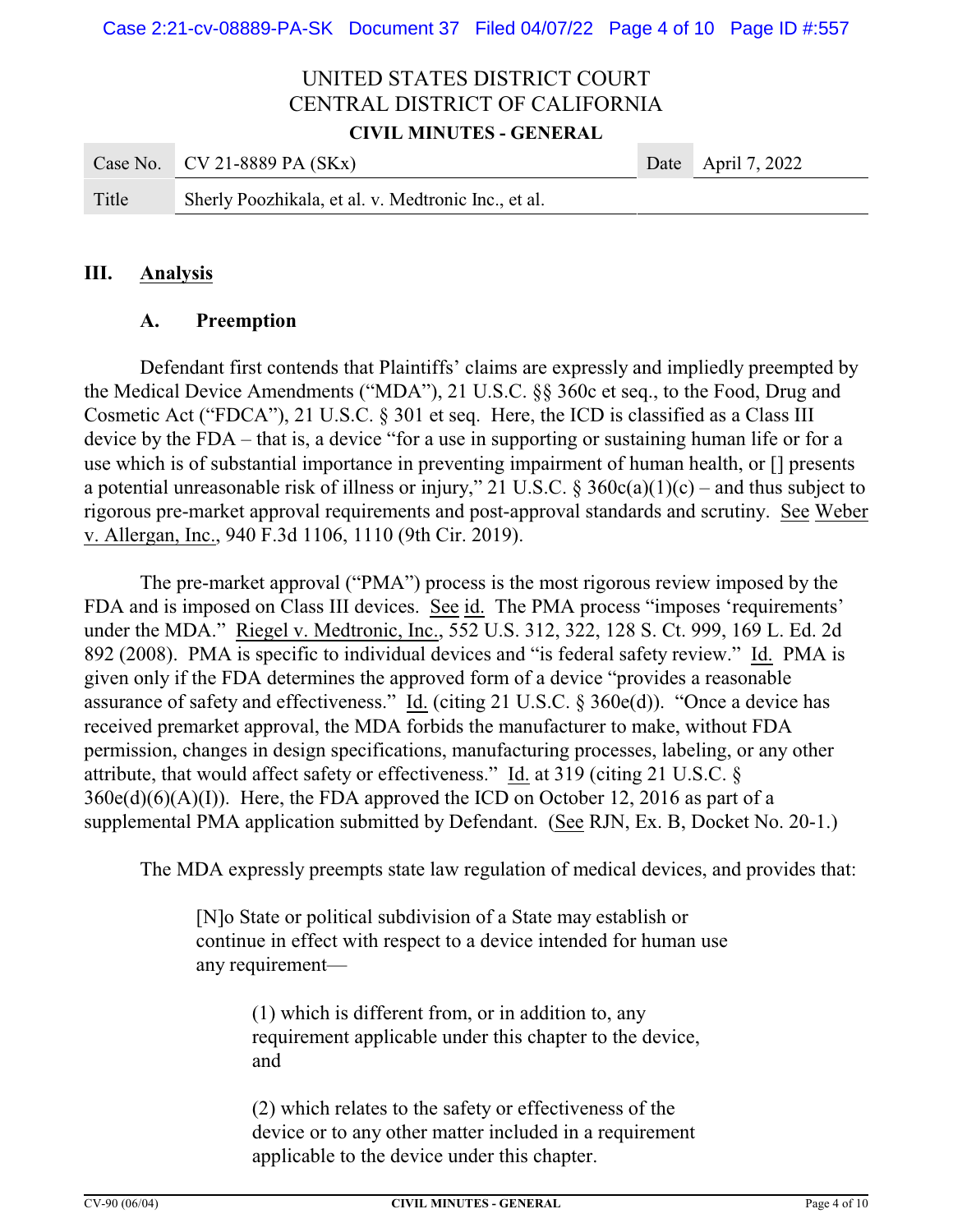### III. Analysis

#### A. Preemption

Defendant first contends that Plaintiffs' claims are expressly and impliedly preempted by the Medical Device Amendments ("MDA"), 21 U.S.C. §§ 360c et seq., to the Food, Drug and Cosmetic Act ("FDCA"), 21 U.S.C. § 301 et seq. Here, the ICD is classified as a Class III device by the FDA – that is, a device "for a use in supporting or sustaining human life or for a use which is of substantial importance in preventing impairment of human health, or [] presents a potential unreasonable risk of illness or injury," 21 U.S.C. § 360c(a)(1)(c) – and thus subject to rigorous pre-market approval requirements and post-approval standards and scrutiny. See Weber v. Allergan, Inc., 940 F.3d 1106, 1110 (9th Cir. 2019).

The pre-market approval ("PMA") process is the most rigorous review imposed by the FDA and is imposed on Class III devices. See id. The PMA process "imposes 'requirements' under the MDA." Riegel v. Medtronic, Inc., 552 U.S. 312, 322, 128 S. Ct. 999, 169 L. Ed. 2d 892 (2008). PMA is specific to individual devices and "is federal safety review." Id. PMA is given only if the FDA determines the approved form of a device "provides a reasonable assurance of safety and effectiveness." Id. (citing 21 U.S.C. § 360e(d)). "Once a device has received premarket approval, the MDA forbids the manufacturer to make, without FDA permission, changes in design specifications, manufacturing processes, labeling, or any other attribute, that would affect safety or effectiveness." Id. at 319 (citing 21 U.S.C. § 360e(d)(6)(A)(I)). Here, the FDA approved the ICD on October 12, 2016 as part of a supplemental PMA application submitted by Defendant. (See RJN, Ex. B, Docket No. 20-1.)

The MDA expressly preempts state law regulation of medical devices, and provides that:

> [N]o State or political subdivision of a State may establish or continue in effect with respect to a device intended for human use any requirement—
>
> > (1) which is different from, or in addition to, any requirement applicable under this chapter to the device, and
> >
> > (2) which relates to the safety or effectiveness of the device or to any other matter included in a requirement applicable to the device under this chapter.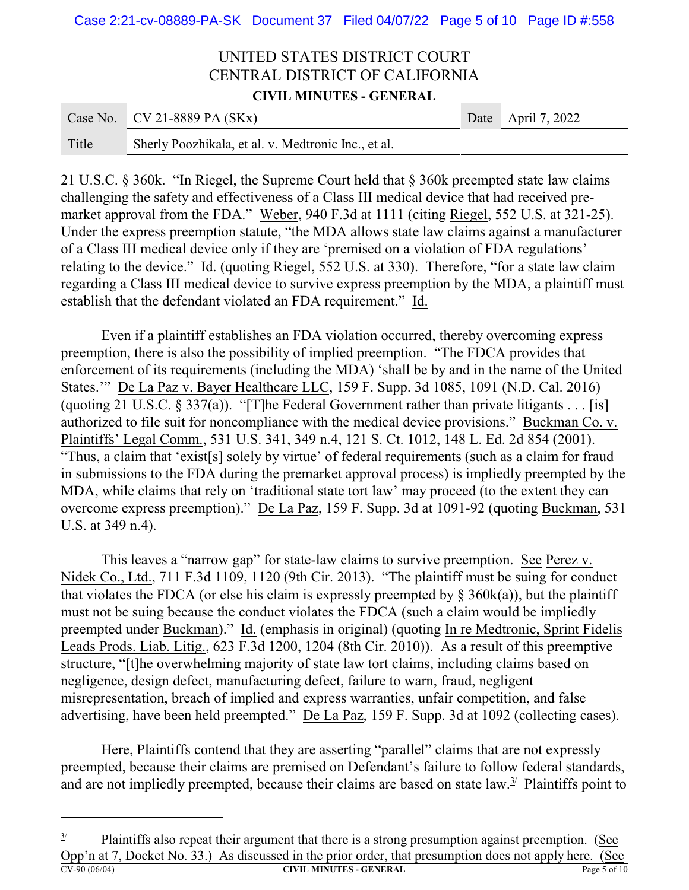21 U.S.C. § 360k. "In Riegel, the Supreme Court held that § 360k preempted state law claims challenging the safety and effectiveness of a Class III medical device that had received pre-market approval from the FDA." Weber, 940 F.3d at 1111 (citing Riegel, 552 U.S. at 321-25). Under the express preemption statute, "the MDA allows state law claims against a manufacturer of a Class III medical device only if they are 'premised on a violation of FDA regulations' relating to the device." Id. (quoting Riegel, 552 U.S. at 330). Therefore, "for a state law claim regarding a Class III medical device to survive express preemption by the MDA, a plaintiff must establish that the defendant violated an FDA requirement." Id.

Even if a plaintiff establishes an FDA violation occurred, thereby overcoming express preemption, there is also the possibility of implied preemption. "The FDCA provides that enforcement of its requirements (including the MDA) 'shall be by and in the name of the United States.'" De La Paz v. Bayer Healthcare LLC, 159 F. Supp. 3d 1085, 1091 (N.D. Cal. 2016) (quoting 21 U.S.C. § 337(a)). "[T]he Federal Government rather than private litigants . . . [is] authorized to file suit for noncompliance with the medical device provisions." Buckman Co. v. Plaintiffs' Legal Comm., 531 U.S. 341, 349 n.4, 121 S. Ct. 1012, 148 L. Ed. 2d 854 (2001). "Thus, a claim that 'exist[s] solely by virtue' of federal requirements (such as a claim for fraud in submissions to the FDA during the premarket approval process) is impliedly preempted by the MDA, while claims that rely on 'traditional state tort law' may proceed (to the extent they can overcome express preemption)." De La Paz, 159 F. Supp. 3d at 1091-92 (quoting Buckman, 531 U.S. at 349 n.4).

This leaves a "narrow gap" for state-law claims to survive preemption. See Perez v. Nidek Co., Ltd., 711 F.3d 1109, 1120 (9th Cir. 2013). "The plaintiff must be suing for conduct that violates the FDCA (or else his claim is expressly preempted by § 360k(a)), but the plaintiff must not be suing because the conduct violates the FDCA (such a claim would be impliedly preempted under Buckman)." Id. (emphasis in original) (quoting In re Medtronic, Sprint Fidelis Leads Prods. Liab. Litig., 623 F.3d 1200, 1204 (8th Cir. 2010)). As a result of this preemptive structure, "[t]he overwhelming majority of state law tort claims, including claims based on negligence, design defect, manufacturing defect, failure to warn, fraud, negligent misrepresentation, breach of implied and express warranties, unfair competition, and false advertising, have been held preempted." De La Paz, 159 F. Supp. 3d at 1092 (collecting cases).

Here, Plaintiffs contend that they are asserting "parallel" claims that are not expressly preempted, because their claims are premised on Defendant's failure to follow federal standards, and are not impliedly preempted, because their claims are based on state law.[3] Plaintiffs point to

---

[3] Plaintiffs also repeat their argument that there is a strong presumption against preemption. (See Opp'n at 7, Docket No. 33.) As discussed in the prior order, that presumption does not apply here. (See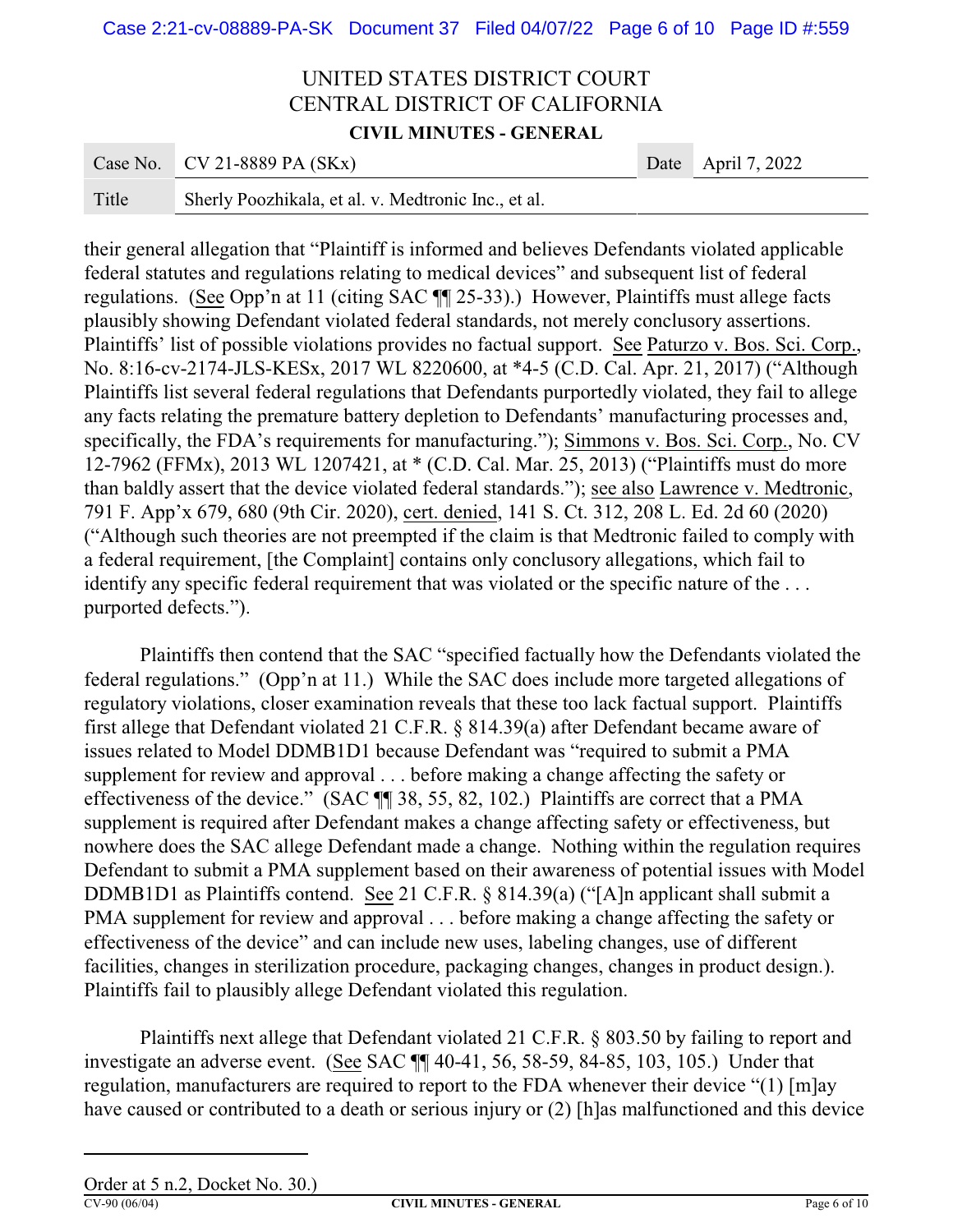their general allegation that "Plaintiff is informed and believes Defendants violated applicable federal statutes and regulations relating to medical devices" and subsequent list of federal regulations. (See Opp'n at 11 (citing SAC ¶¶ 25-33).) However, Plaintiffs must allege facts plausibly showing Defendant violated federal standards, not merely conclusory assertions. Plaintiffs' list of possible violations provides no factual support. See Paturzo v. Bos. Sci. Corp., No. 8:16-cv-2174-JLS-KESx, 2017 WL 8220600, at *4-5 (C.D. Cal. Apr. 21, 2017) ("Although Plaintiffs list several federal regulations that Defendants purportedly violated, they fail to allege any facts relating the premature battery depletion to Defendants' manufacturing processes and, specifically, the FDA's requirements for manufacturing."); Simmons v. Bos. Sci. Corp., No. CV 12-7962 (FFMx), 2013 WL 1207421, at * (C.D. Cal. Mar. 25, 2013) ("Plaintiffs must do more than baldly assert that the device violated federal standards."); see also Lawrence v. Medtronic, 791 F. App'x 679, 680 (9th Cir. 2020), cert. denied, 141 S. Ct. 312, 208 L. Ed. 2d 60 (2020) ("Although such theories are not preempted if the claim is that Medtronic failed to comply with a federal requirement, [the Complaint] contains only conclusory allegations, which fail to identify any specific federal requirement that was violated or the specific nature of the . . . purported defects.").

Plaintiffs then contend that the SAC "specified factually how the Defendants violated the federal regulations." (Opp'n at 11.) While the SAC does include more targeted allegations of regulatory violations, closer examination reveals that these too lack factual support. Plaintiffs first allege that Defendant violated 21 C.F.R. § 814.39(a) after Defendant became aware of issues related to Model DDMB1D1 because Defendant was "required to submit a PMA supplement for review and approval . . . before making a change affecting the safety or effectiveness of the device." (SAC ¶¶ 38, 55, 82, 102.) Plaintiffs are correct that a PMA supplement is required after Defendant makes a change affecting safety or effectiveness, but nowhere does the SAC allege Defendant made a change. Nothing within the regulation requires Defendant to submit a PMA supplement based on their awareness of potential issues with Model DDMB1D1 as Plaintiffs contend. See 21 C.F.R. § 814.39(a) ("[A]n applicant shall submit a PMA supplement for review and approval . . . before making a change affecting the safety or effectiveness of the device" and can include new uses, labeling changes, use of different facilities, changes in sterilization procedure, packaging changes, changes in product design.). Plaintiffs fail to plausibly allege Defendant violated this regulation.

Plaintiffs next allege that Defendant violated 21 C.F.R. § 803.50 by failing to report and investigate an adverse event. (See SAC ¶¶ 40-41, 56, 58-59, 84-85, 103, 105.) Under that regulation, manufacturers are required to report to the FDA whenever their device "(1) [m]ay have caused or contributed to a death or serious injury or (2) [h]as malfunctioned and this device

---

Order at 5 n.2, Docket No. 30.)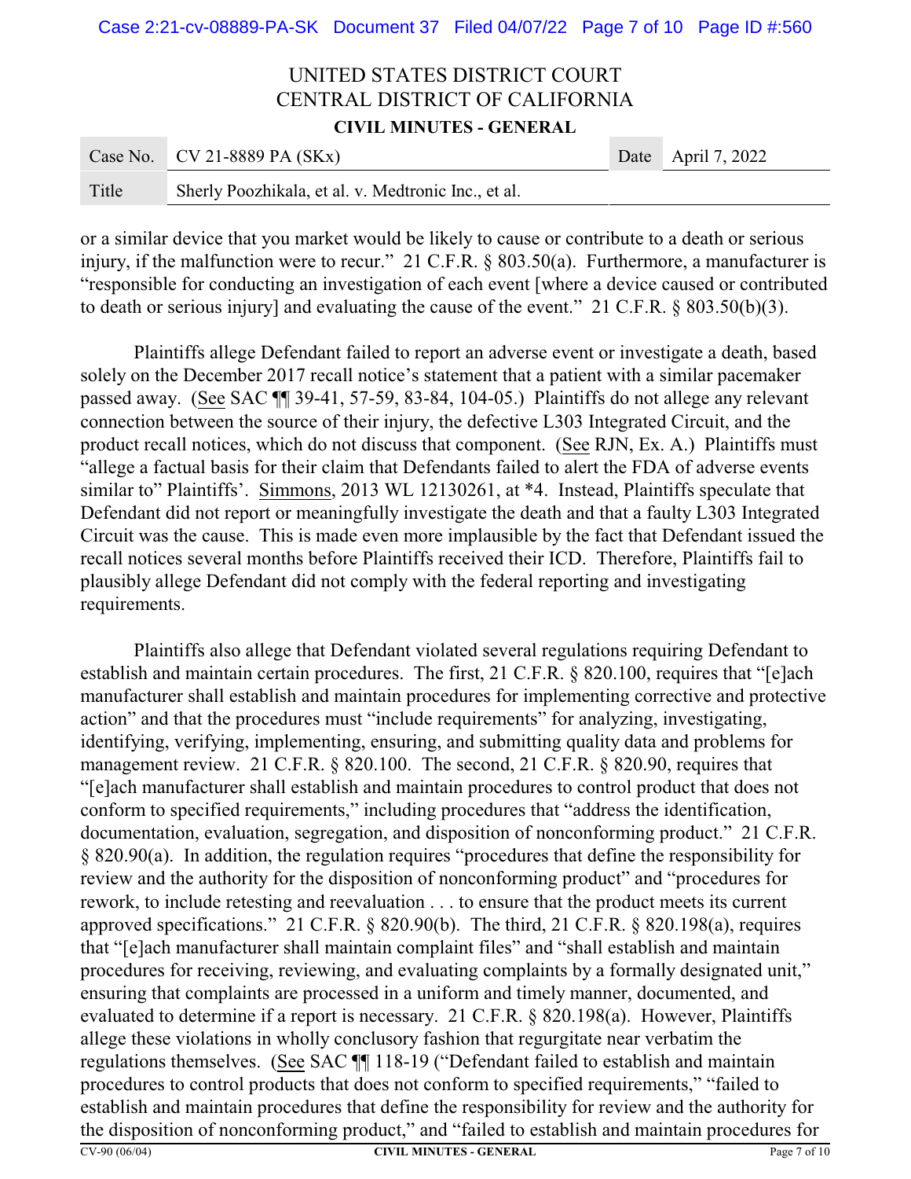or a similar device that you market would be likely to cause or contribute to a death or serious injury, if the malfunction were to recur." 21 C.F.R. § 803.50(a). Furthermore, a manufacturer is "responsible for conducting an investigation of each event [where a device caused or contributed to death or serious injury] and evaluating the cause of the event." 21 C.F.R. § 803.50(b)(3).

Plaintiffs allege Defendant failed to report an adverse event or investigate a death, based solely on the December 2017 recall notice's statement that a patient with a similar pacemaker passed away. (See SAC ¶¶ 39-41, 57-59, 83-84, 104-05.) Plaintiffs do not allege any relevant connection between the source of their injury, the defective L303 Integrated Circuit, and the product recall notices, which do not discuss that component. (See RJN, Ex. A.) Plaintiffs must "allege a factual basis for their claim that Defendants failed to alert the FDA of adverse events similar to" Plaintiffs'. Simmons, 2013 WL 12130261, at *4. Instead, Plaintiffs speculate that Defendant did not report or meaningfully investigate the death and that a faulty L303 Integrated Circuit was the cause. This is made even more implausible by the fact that Defendant issued the recall notices several months before Plaintiffs received their ICD. Therefore, Plaintiffs fail to plausibly allege Defendant did not comply with the federal reporting and investigating requirements.

Plaintiffs also allege that Defendant violated several regulations requiring Defendant to establish and maintain certain procedures. The first, 21 C.F.R. § 820.100, requires that "[e]ach manufacturer shall establish and maintain procedures for implementing corrective and protective action" and that the procedures must "include requirements" for analyzing, investigating, identifying, verifying, implementing, ensuring, and submitting quality data and problems for management review. 21 C.F.R. § 820.100. The second, 21 C.F.R. § 820.90, requires that "[e]ach manufacturer shall establish and maintain procedures to control product that does not conform to specified requirements," including procedures that "address the identification, documentation, evaluation, segregation, and disposition of nonconforming product." 21 C.F.R. § 820.90(a). In addition, the regulation requires "procedures that define the responsibility for review and the authority for the disposition of nonconforming product" and "procedures for rework, to include retesting and reevaluation . . . to ensure that the product meets its current approved specifications." 21 C.F.R. § 820.90(b). The third, 21 C.F.R. § 820.198(a), requires that "[e]ach manufacturer shall maintain complaint files" and "shall establish and maintain procedures for receiving, reviewing, and evaluating complaints by a formally designated unit," ensuring that complaints are processed in a uniform and timely manner, documented, and evaluated to determine if a report is necessary. 21 C.F.R. § 820.198(a). However, Plaintiffs allege these violations in wholly conclusory fashion that regurgitate near verbatim the regulations themselves. (See SAC ¶¶ 118-19 ("Defendant failed to establish and maintain procedures to control products that does not conform to specified requirements," "failed to establish and maintain procedures that define the responsibility for review and the authority for the disposition of nonconforming product," and "failed to establish and maintain procedures for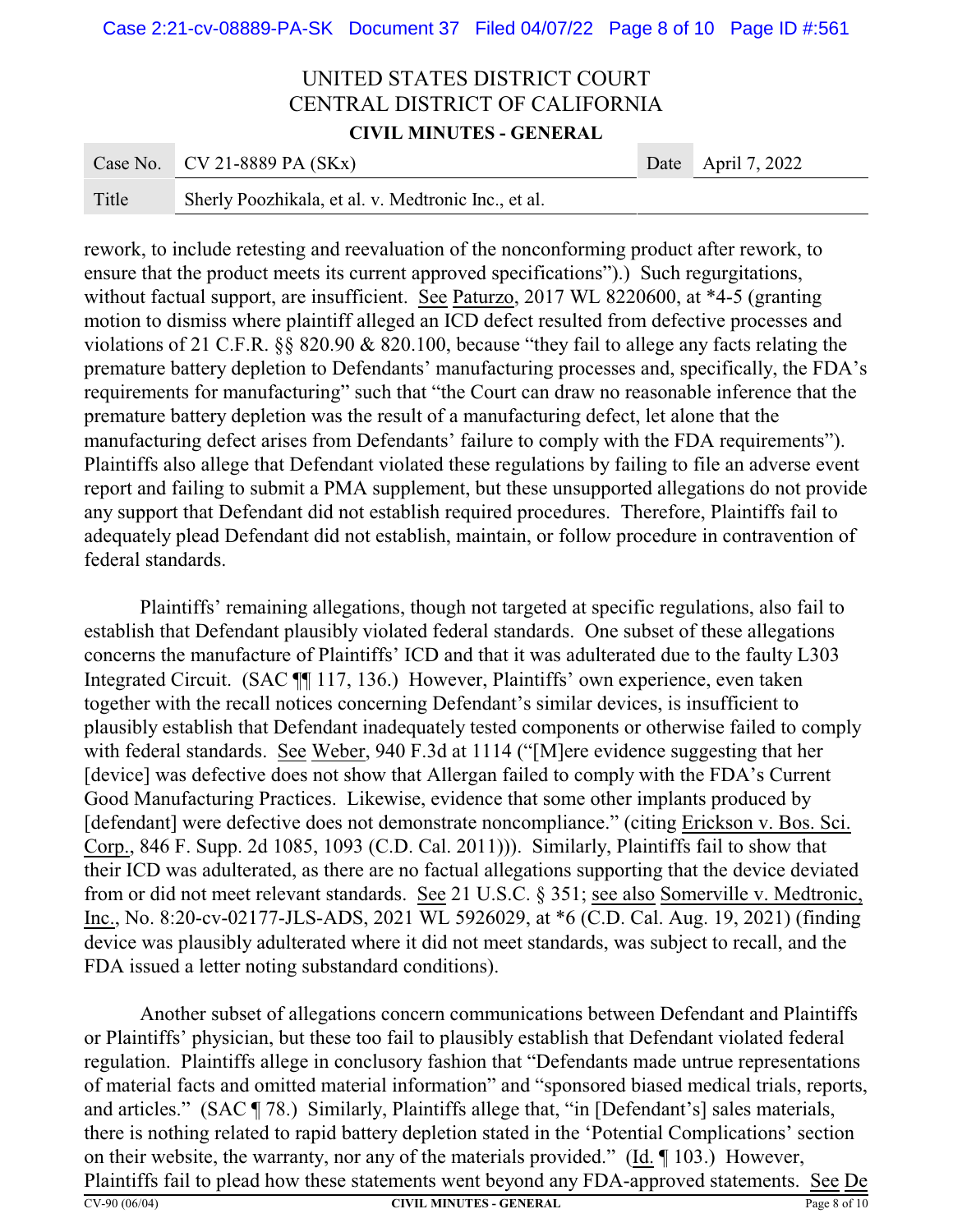rework, to include retesting and reevaluation of the nonconforming product after rework, to ensure that the product meets its current approved specifications").) Such regurgitations, without factual support, are insufficient. See Paturzo, 2017 WL 8220600, at *4-5 (granting motion to dismiss where plaintiff alleged an ICD defect resulted from defective processes and violations of 21 C.F.R. §§ 820.90 & 820.100, because "they fail to allege any facts relating the premature battery depletion to Defendants' manufacturing processes and, specifically, the FDA's requirements for manufacturing" such that "the Court can draw no reasonable inference that the premature battery depletion was the result of a manufacturing defect, let alone that the manufacturing defect arises from Defendants' failure to comply with the FDA requirements"). Plaintiffs also allege that Defendant violated these regulations by failing to file an adverse event report and failing to submit a PMA supplement, but these unsupported allegations do not provide any support that Defendant did not establish required procedures. Therefore, Plaintiffs fail to adequately plead Defendant did not establish, maintain, or follow procedure in contravention of federal standards.

Plaintiffs' remaining allegations, though not targeted at specific regulations, also fail to establish that Defendant plausibly violated federal standards. One subset of these allegations concerns the manufacture of Plaintiffs' ICD and that it was adulterated due to the faulty L303 Integrated Circuit. (SAC ¶¶ 117, 136.) However, Plaintiffs' own experience, even taken together with the recall notices concerning Defendant's similar devices, is insufficient to plausibly establish that Defendant inadequately tested components or otherwise failed to comply with federal standards. See Weber, 940 F.3d at 1114 ("[M]ere evidence suggesting that her [device] was defective does not show that Allergan failed to comply with the FDA's Current Good Manufacturing Practices. Likewise, evidence that some other implants produced by [defendant] were defective does not demonstrate noncompliance." (citing Erickson v. Bos. Sci. Corp., 846 F. Supp. 2d 1085, 1093 (C.D. Cal. 2011))). Similarly, Plaintiffs fail to show that their ICD was adulterated, as there are no factual allegations supporting that the device deviated from or did not meet relevant standards. See 21 U.S.C. § 351; see also Somerville v. Medtronic, Inc., No. 8:20-cv-02177-JLS-ADS, 2021 WL 5926029, at *6 (C.D. Cal. Aug. 19, 2021) (finding device was plausibly adulterated where it did not meet standards, was subject to recall, and the FDA issued a letter noting substandard conditions).

Another subset of allegations concern communications between Defendant and Plaintiffs or Plaintiffs' physician, but these too fail to plausibly establish that Defendant violated federal regulation. Plaintiffs allege in conclusory fashion that "Defendants made untrue representations of material facts and omitted material information" and "sponsored biased medical trials, reports, and articles." (SAC ¶ 78.) Similarly, Plaintiffs allege that, "in [Defendant's] sales materials, there is nothing related to rapid battery depletion stated in the 'Potential Complications' section on their website, the warranty, nor any of the materials provided." (Id. ¶ 103.) However, Plaintiffs fail to plead how these statements went beyond any FDA-approved statements. See De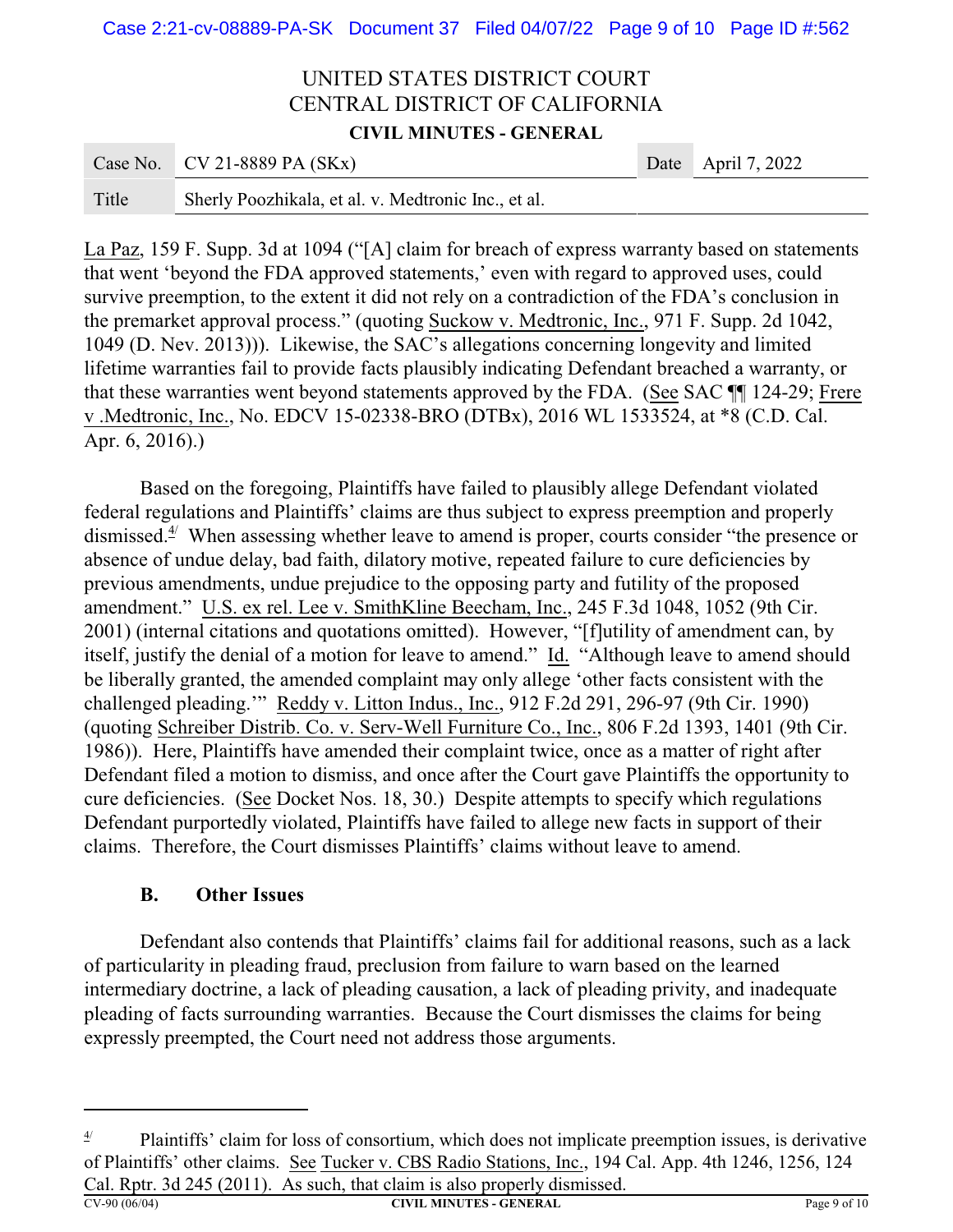La Paz, 159 F. Supp. 3d at 1094 ("[A] claim for breach of express warranty based on statements that went 'beyond the FDA approved statements,' even with regard to approved uses, could survive preemption, to the extent it did not rely on a contradiction of the FDA's conclusion in the premarket approval process." (quoting Suckow v. Medtronic, Inc., 971 F. Supp. 2d 1042, 1049 (D. Nev. 2013))). Likewise, the SAC's allegations concerning longevity and limited lifetime warranties fail to provide facts plausibly indicating Defendant breached a warranty, or that these warranties went beyond statements approved by the FDA. (See SAC ¶¶ 124-29; Frere v .Medtronic, Inc., No. EDCV 15-02338-BRO (DTBx), 2016 WL 1533524, at *8 (C.D. Cal. Apr. 6, 2016).)

Based on the foregoing, Plaintiffs have failed to plausibly allege Defendant violated federal regulations and Plaintiffs' claims are thus subject to express preemption and properly dismissed.[4] When assessing whether leave to amend is proper, courts consider "the presence or absence of undue delay, bad faith, dilatory motive, repeated failure to cure deficiencies by previous amendments, undue prejudice to the opposing party and futility of the proposed amendment." U.S. ex rel. Lee v. SmithKline Beecham, Inc., 245 F.3d 1048, 1052 (9th Cir. 2001) (internal citations and quotations omitted). However, "[f]utility of amendment can, by itself, justify the denial of a motion for leave to amend." Id. "Although leave to amend should be liberally granted, the amended complaint may only allege 'other facts consistent with the challenged pleading.'" Reddy v. Litton Indus., Inc., 912 F.2d 291, 296-97 (9th Cir. 1990) (quoting Schreiber Distrib. Co. v. Serv-Well Furniture Co., Inc., 806 F.2d 1393, 1401 (9th Cir. 1986)). Here, Plaintiffs have amended their complaint twice, once as a matter of right after Defendant filed a motion to dismiss, and once after the Court gave Plaintiffs the opportunity to cure deficiencies. (See Docket Nos. 18, 30.) Despite attempts to specify which regulations Defendant purportedly violated, Plaintiffs have failed to allege new facts in support of their claims. Therefore, the Court dismisses Plaintiffs' claims without leave to amend.

### B. Other Issues

Defendant also contends that Plaintiffs' claims fail for additional reasons, such as a lack of particularity in pleading fraud, preclusion from failure to warn based on the learned intermediary doctrine, a lack of pleading causation, a lack of pleading privity, and inadequate pleading of facts surrounding warranties. Because the Court dismisses the claims for being expressly preempted, the Court need not address those arguments.

---

[4] Plaintiffs' claim for loss of consortium, which does not implicate preemption issues, is derivative of Plaintiffs' other claims. See Tucker v. CBS Radio Stations, Inc., 194 Cal. App. 4th 1246, 1256, 124 Cal. Rptr. 3d 245 (2011). As such, that claim is also properly dismissed.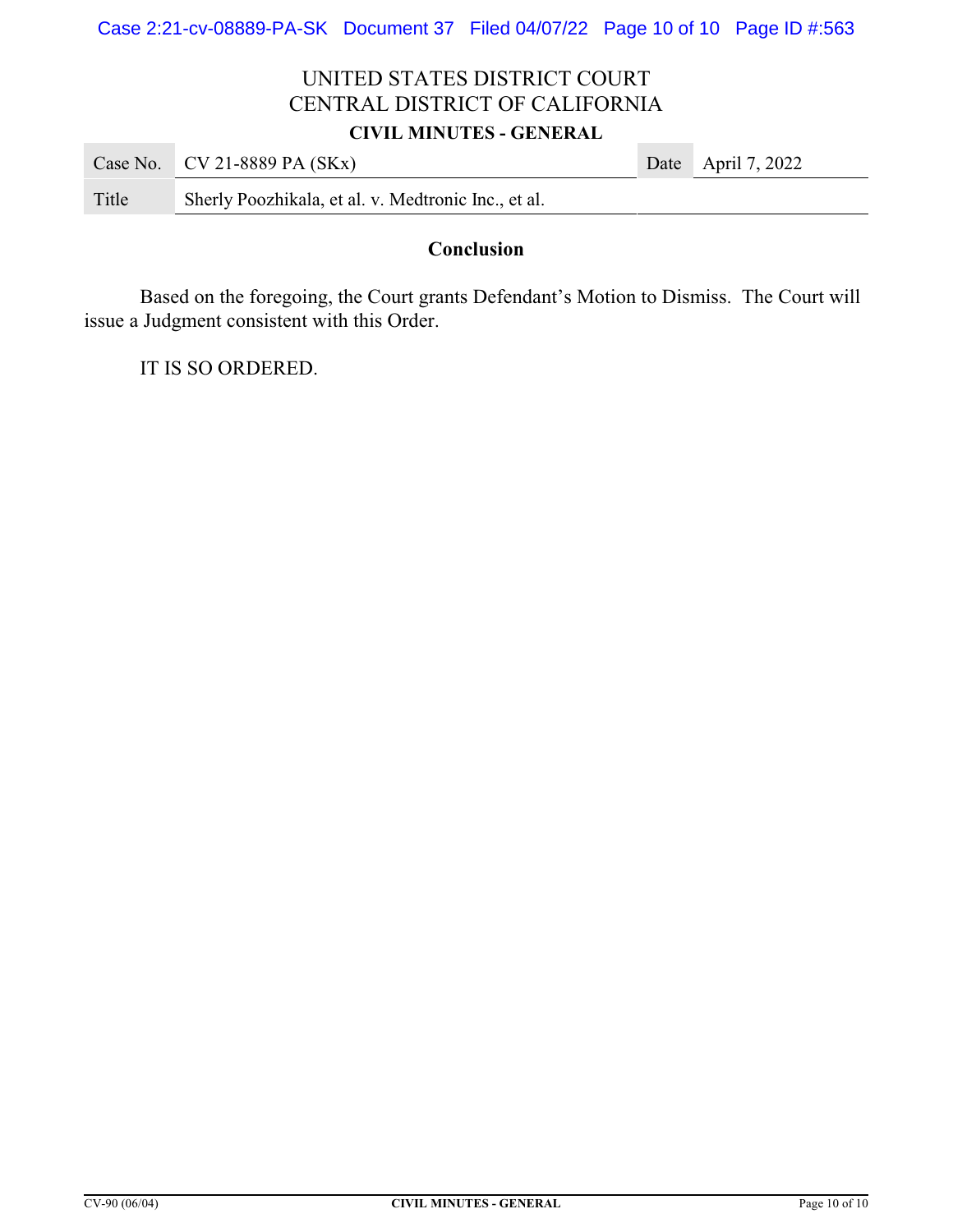UNITED STATES DISTRICT COURT
CENTRAL DISTRICT OF CALIFORNIA

**CIVIL MINUTES - GENERAL**

| | | | |
|---|---|---|---|
| Case No. | CV 21-8889 PA (SKx) | Date | April 7, 2022 |
| Title | Sherly Poozhikala, et al. v. Medtronic Inc., et al. | | |

## Conclusion

Based on the foregoing, the Court grants Defendant's Motion to Dismiss. The Court will issue a Judgment consistent with this Order.

IT IS SO ORDERED.